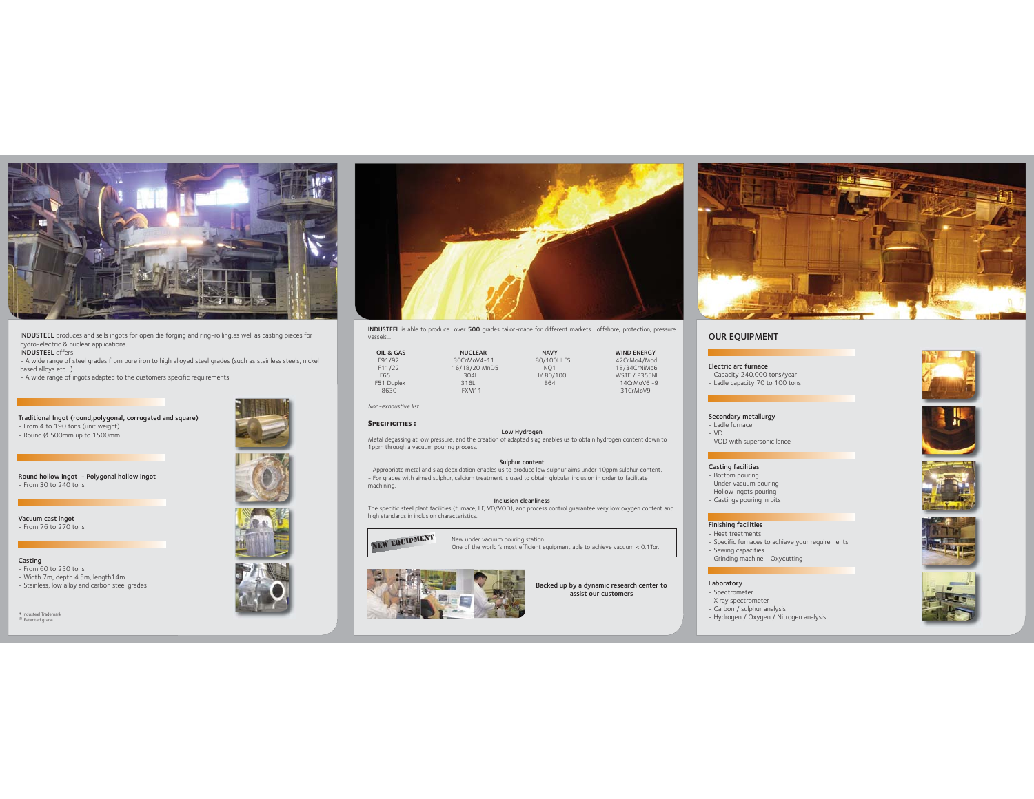**INDUSTEEL** produces and sells ingots for open die forging and ring-rolling,as well as casting pieces for hydro-electric & nuclear applications.

**INDUSTEEL** offers:

- A wide range of steel grades from pure iron to high alloyed steel grades (such as stainless steels, nickel based alloys etc...).
- A wide range of ingots adapted to the customers specific requirements.

**Traditional Ingot (round,polygonal, corrugated and square)**
- From 4 to 190 tons (unit weight)
- Round Ø 500mm up to 1500mm

**Round hollow ingot - Polygonal hollow ingot**
- From 30 to 240 tons

**Vacuum cast ingot**
- From 76 to 270 tons

**Casting**
- From 60 to 250 tons
- Width 7m, depth 4.5m, length14m
- Stainless, low alloy and carbon steel grades

* Industeel Trademark
® Patented grade

**INDUSTEEL** is able to produce over **500** grades tailor-made for different markets : offshore, protection, pressure vessels...

| OIL & GAS | NUCLEAR | NAVY | WIND ENERGY |
|---|---|---|---|
| F91/92 | 30CrMoV4-11 | 80/100HLES | 42CrMo4/Mod |
| F11/22 | 16/18/20 MnD5 | NQ1 | 18/34CrNiMo6 |
| F65 | 304L | HY 80/100 | WSTE / P355NL |
| F51 Duplex | 316L | B64 | 14CrMoV6 -9 |
| 8630 | FXM11 | | 31CrMoV9 |

*Non-exhoustive list*

**SPECIFICITIES :**

**Low Hydrogen**

Metal degassing at low pressure, and the creation of adapted slag enables us to obtain hydrogen content down to 1ppm through a vacuum pouring process.

**Sulphur content**

- Appropriate metal and slag deoxidation enables us to produce low sulphur aims under 10ppm sulphur content.
- For grades with aimed sulphur, calcium treatment is used to obtain globular inclusion in order to facilitate machining.

**Inclusion cleanliness**

The specific steel plant facilities (furnace, LF, VD/VOD), and process control guarantee very low oxygen content and high standards in inclusion characteristics.

**NEW EQUIPMENT**

New under vacuum pouring station.
One of the world 's most efficient equipment able to achieve vacuum < 0.1Tor.

**Backed up by a dynamic research center to assist our customers**

## OUR EQUIPMENT

**Electric arc furnace**
- Capacity 240,000 tons/year
- Ladle capacity 70 to 100 tons

**Secondary metallurgy**
- Ladle furnace
- VD
- VOD with supersonic lance

**Casting facilities**
- Bottom pouring
- Under vacuum pouring
- Hollow ingots pouring
- Castings pouring in pits

**Finishing facilities**
- Heat treatments
- Specific furnaces to achieve your requirements
- Sawing capacities
- Grinding machine - Oxycutting

**Laboratory**
- Spectrometer
- X ray spectrometer
- Carbon / sulphur analysis
- Hydrogen / Oxygen / Nitrogen analysis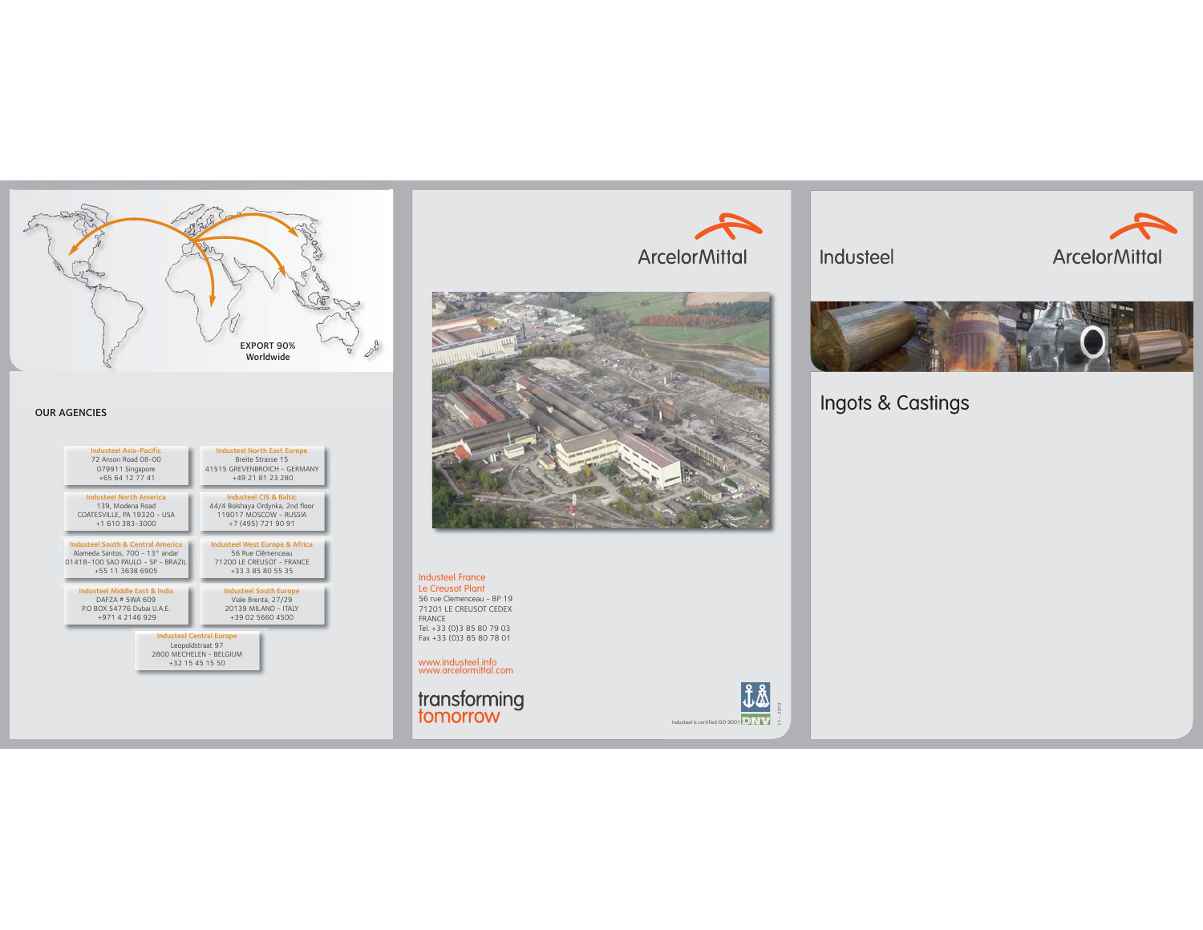EXPORT 90%
Worldwide

## OUR AGENCIES

**Industeel Asia-Pacific**
72 Anson Road 08-00
079911 Singapore
+65 64 12 77 41

**Industeel North East Europe**
Breite Strasse 15
41515 GREVENBROICH - GERMANY
+49 21 81 23 280

**Industeel North America**
139, Modena Road
COATESVILLE, PA 19320 - USA
+1 610 383-3000

**Industeel CIS & Baltic**
44/4 Bolshaya Ordynka, 2nd floor
119017 MOSCOW - RUSSIA
+7 (495) 721 90 91

**Industeel South & Central America**
Alameda Santos, 700 - 13° andar
01418-100 SAO PAULO - SP - BRAZIL
+55 11 3638 6905

**Industeel West Europe & Africa**
56 Rue Clémenceau
71200 LE CREUSOT - FRANCE
+33 3 85 80 55 35

**Industeel Middle East & India**
DAFZA # 5WA 609
P.O BOX 54776 Dubai U.A.E.
+971 4 2146 929

**Industeel South Europe**
Viale Brenta, 27/29
20139 MILANO - ITALY
+39 02 5660 4500

**Industeel Central Europe**
Leopoldstraat 97
2800 MECHELEN - BELGIUM
+32 15 45 15 50

ArcelorMittal

**Industeel France**
**Le Creusot Plant**
56 rue Clemenceau - BP 19
71201 LE CREUSOT CEDEX
FRANCE
Tel. +33 (0)3 85 80 79 03
Fax +33 (0)3 85 80 78 01

www.industeel.info
www.arcelormittal.com

transforming
tomorrow

Industeel is certified ISO 9001 DNV

11 - 2010

Industeel

ArcelorMittal

# Ingots & Castings